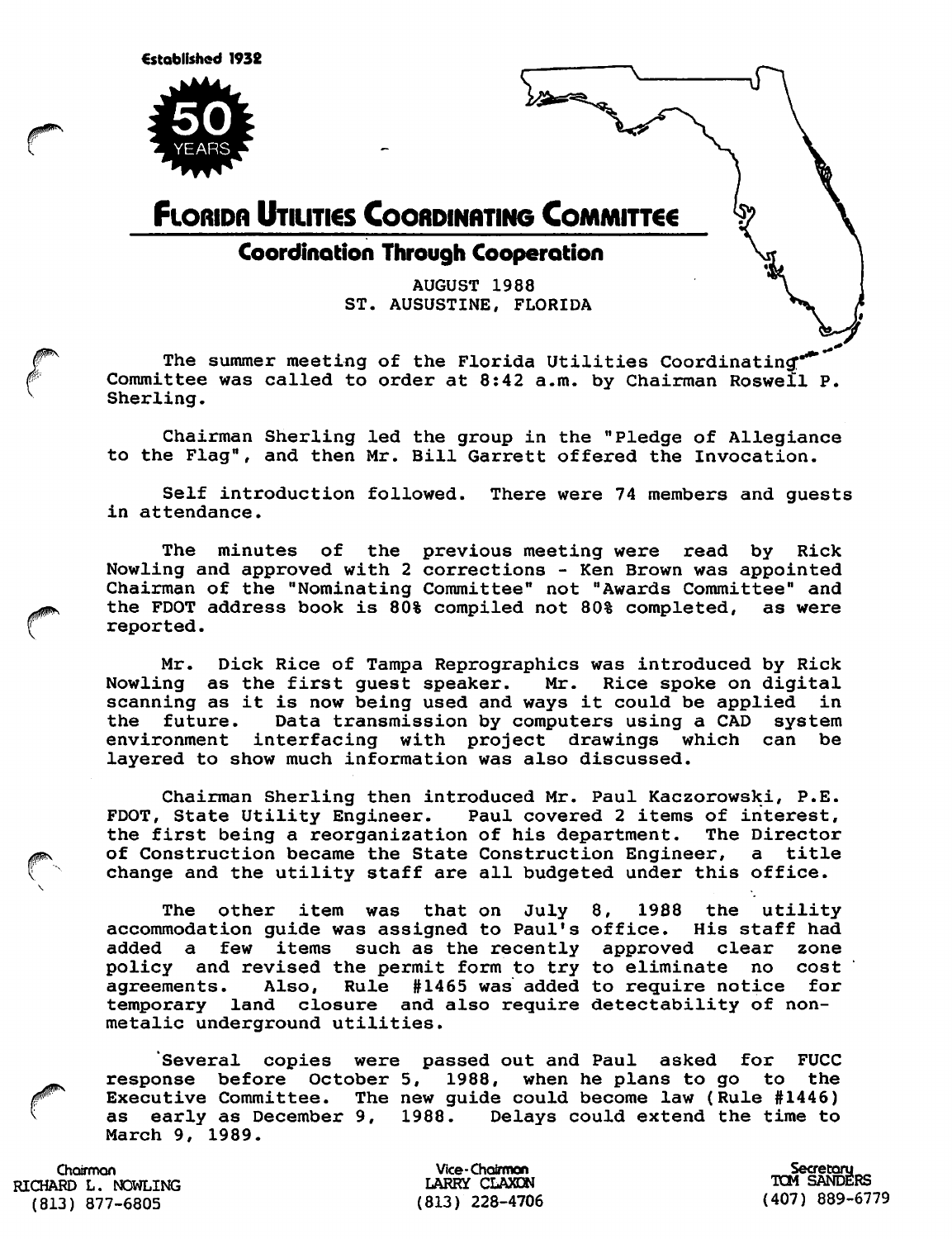Established 1932

50 YEARS

# FLORIDA UTILITIES COORDINATING COMMITTEE

## Coordination Through Cooperation

AUGUST 1988
ST. AUSUSTINE, FLORIDA

The summer meeting of the Florida Utilities Coordinating Committee was called to order at 8:42 a.m. by Chairman Roswell P. Sherling.

Chairman Sherling led the group in the "Pledge of Allegiance to the Flag", and then Mr. Bill Garrett offered the Invocation.

Self introduction followed. There were 74 members and guests in attendance.

The minutes of the previous meeting were read by Rick Nowling and approved with 2 corrections - Ken Brown was appointed Chairman of the "Nominating Committee" not "Awards Committee" and the FDOT address book is 80% compiled not 80% completed, as were reported.

Mr. Dick Rice of Tampa Reprographics was introduced by Rick Nowling as the first guest speaker. Mr. Rice spoke on digital scanning as it is now being used and ways it could be applied in the future. Data transmission by computers using a CAD system environment interfacing with project drawings which can be layered to show much information was also discussed.

Chairman Sherling then introduced Mr. Paul Kaczorowski, P.E. FDOT, State Utility Engineer. Paul covered 2 items of interest, the first being a reorganization of his department. The Director of Construction became the State Construction Engineer, a title change and the utility staff are all budgeted under this office.

The other item was that on July 8, 1988 the utility accommodation guide was assigned to Paul's office. His staff had added a few items such as the recently approved clear zone policy and revised the permit form to try to eliminate no cost agreements. Also, Rule #1465 was added to require notice for temporary land closure and also require detectability of non-metalic underground utilities.

Several copies were passed out and Paul asked for FUCC response before October 5, 1988, when he plans to go to the Executive Committee. The new guide could become law (Rule #1446) as early as December 9, 1988. Delays could extend the time to March 9, 1989.

Chairman
RICHARD L. NOWLING
(813) 877-6805

Vice-Chairman
LARRY CLAXON
(813) 228-4706

Secretary
TOM SANDERS
(407) 889-6779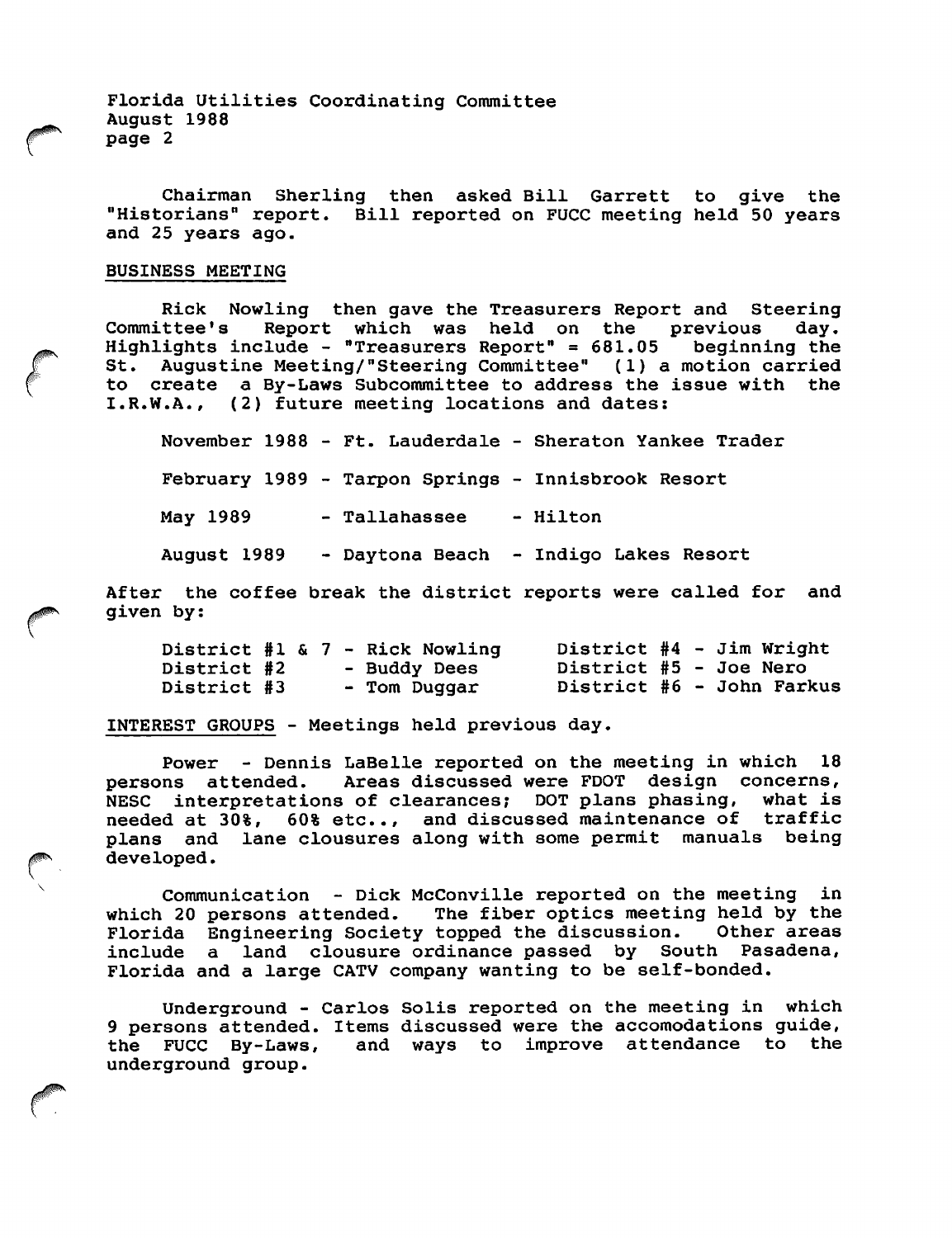Chairman Sherling then asked Bill Garrett to give the "Historians" report. Bill reported on FUCC meeting held 50 years and 25 years ago.

## BUSINESS MEETING

Rick Nowling then gave the Treasurers Report and Steering Committee's Report which was held on the previous day. Highlights include - "Treasurers Report" = 681.05 beginning the St. Augustine Meeting/"Steering Committee" (1) a motion carried to create a By-Laws Subcommittee to address the issue with the I.R.W.A., (2) future meeting locations and dates:

- November 1988 - Ft. Lauderdale - Sheraton Yankee Trader
- February 1989 - Tarpon Springs - Innisbrook Resort
- May 1989 - Tallahassee - Hilton
- August 1989 - Daytona Beach - Indigo Lakes Resort

After the coffee break the district reports were called for and given by:

| | |
|---|---|
| District #1 & 7 - Rick Nowling | District #4 - Jim Wright |
| District #2 - Buddy Dees | District #5 - Joe Nero |
| District #3 - Tom Duggar | District #6 - John Farkus |

## INTEREST GROUPS - Meetings held previous day.

Power - Dennis LaBelle reported on the meeting in which 18 persons attended. Areas discussed were FDOT design concerns, NESC interpretations of clearances; DOT plans phasing, what is needed at 30%, 60% etc.., and discussed maintenance of traffic plans and lane clousures along with some permit manuals being developed.

Communication - Dick McConville reported on the meeting in which 20 persons attended. The fiber optics meeting held by the Florida Engineering Society topped the discussion. Other areas include a land clousure ordinance passed by South Pasadena, Florida and a large CATV company wanting to be self-bonded.

Underground - Carlos Solis reported on the meeting in which 9 persons attended. Items discussed were the accomodations guide, the FUCC By-Laws, and ways to improve attendance to the underground group.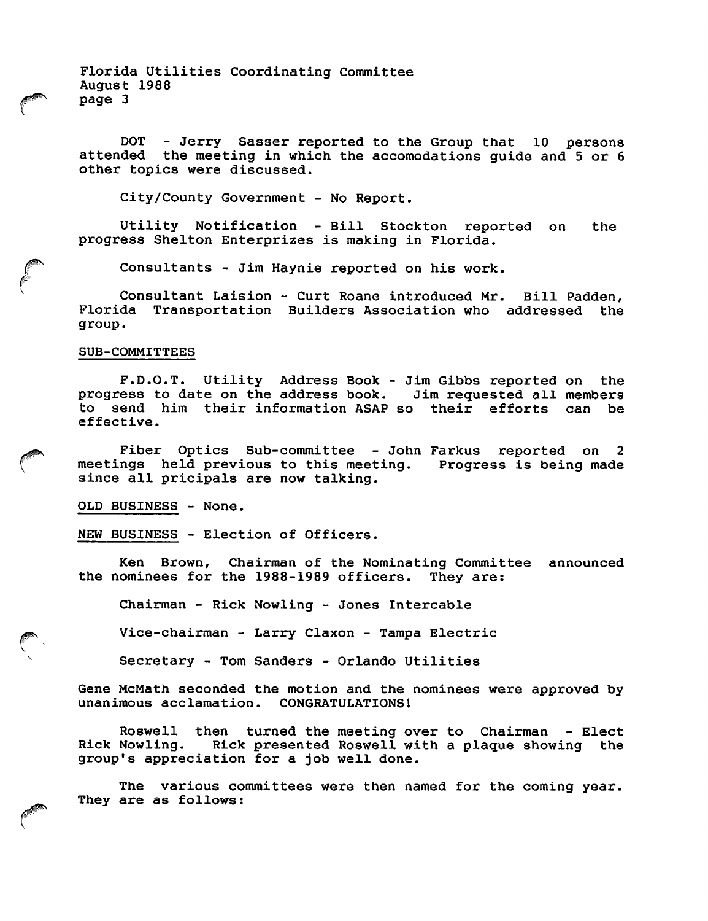DOT - Jerry Sasser reported to the Group that 10 persons attended the meeting in which the accomodations guide and 5 or 6 other topics were discussed.

City/County Government - No Report.

Utility Notification - Bill Stockton reported on the progress Shelton Enterprizes is making in Florida.

Consultants - Jim Haynie reported on his work.

Consultant Laision - Curt Roane introduced Mr. Bill Padden, Florida Transportation Builders Association who addressed the group.

SUB-COMMITTEES

F.D.O.T. Utility Address Book - Jim Gibbs reported on the progress to date on the address book. Jim requested all members to send him their information ASAP so their efforts can be effective.

Fiber Optics Sub-committee - John Farkus reported on 2 meetings held previous to this meeting. Progress is being made since all pricipals are now talking.

OLD BUSINESS - None.

NEW BUSINESS - Election of Officers.

Ken Brown, Chairman of the Nominating Committee announced the nominees for the 1988-1989 officers. They are:

Chairman - Rick Nowling - Jones Intercable

Vice-chairman - Larry Claxon - Tampa Electric

Secretary - Tom Sanders - Orlando Utilities

Gene McMath seconded the motion and the nominees were approved by unanimous acclamation. CONGRATULATIONS!

Roswell then turned the meeting over to Chairman - Elect Rick Nowling. Rick presented Roswell with a plaque showing the group's appreciation for a job well done.

The various committees were then named for the coming year. They are as follows: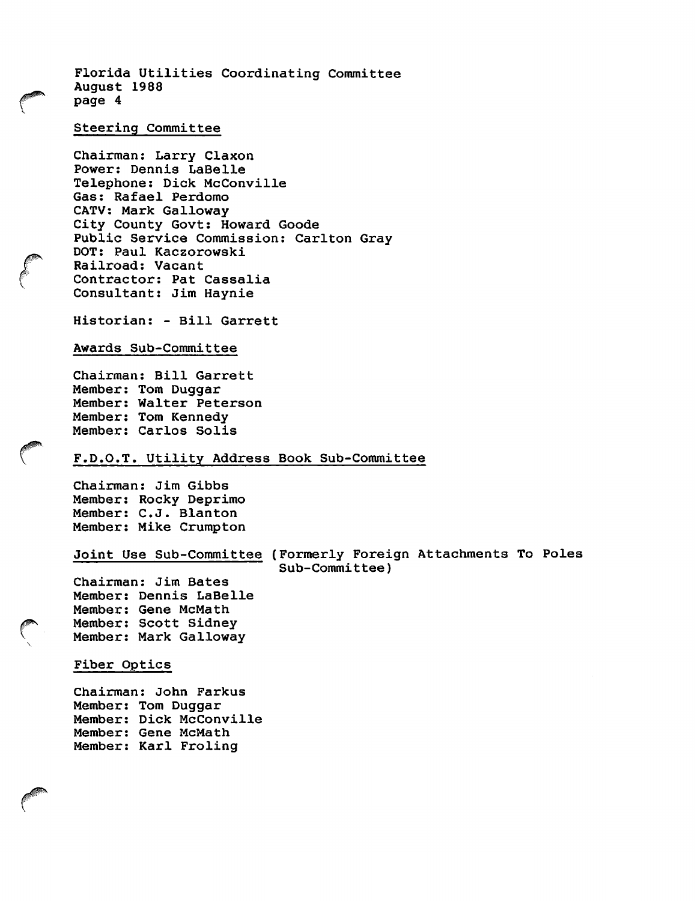Florida Utilities Coordinating Committee
August 1988

## Steering Committee

Chairman: Larry Claxon
Power: Dennis LaBelle
Telephone: Dick McConville
Gas: Rafael Perdomo
CATV: Mark Galloway
City County Govt: Howard Goode
Public Service Commission: Carlton Gray
DOT: Paul Kaczorowski
Railroad: Vacant
Contractor: Pat Cassalia
Consultant: Jim Haynie

Historian: - Bill Garrett

## Awards Sub-Committee

Chairman: Bill Garrett
Member: Tom Duggar
Member: Walter Peterson
Member: Tom Kennedy
Member: Carlos Solis

## F.D.O.T. Utility Address Book Sub-Committee

Chairman: Jim Gibbs
Member: Rocky Deprimo
Member: C.J. Blanton
Member: Mike Crumpton

## Joint Use Sub-Committee (Formerly Foreign Attachments To Poles Sub-Committee)

Chairman: Jim Bates
Member: Dennis LaBelle
Member: Gene McMath
Member: Scott Sidney
Member: Mark Galloway

## Fiber Optics

Chairman: John Farkus
Member: Tom Duggar
Member: Dick McConville
Member: Gene McMath
Member: Karl Froling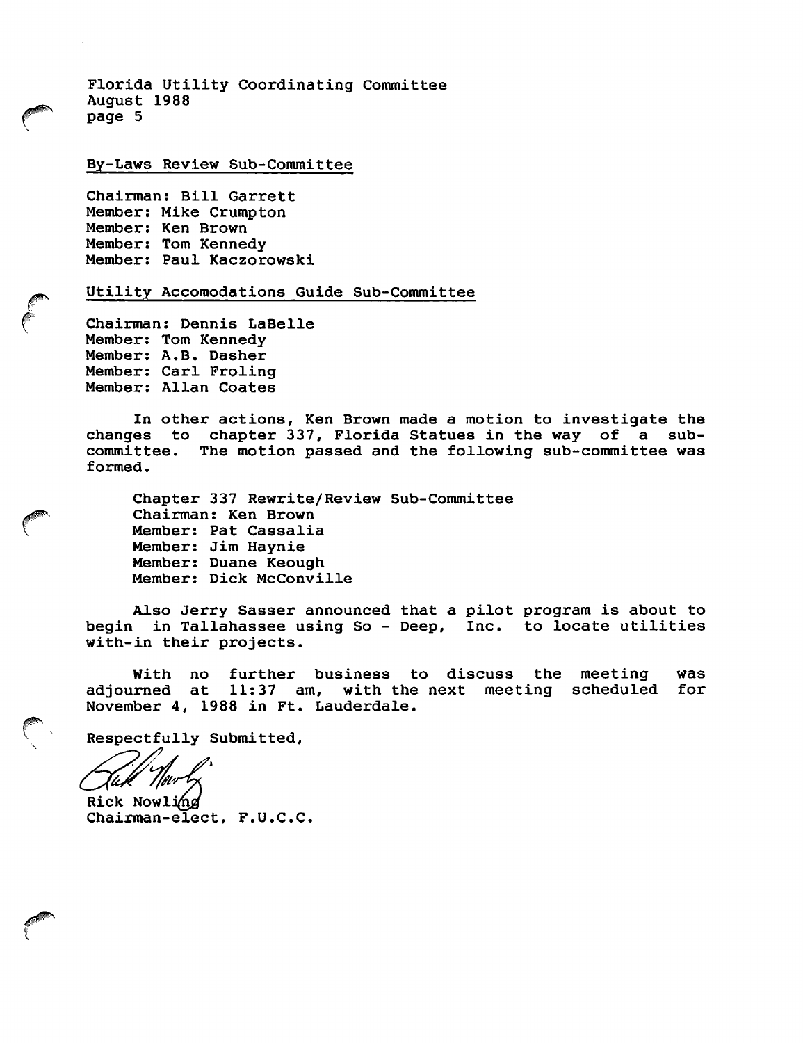Florida Utility Coordinating Committee
August 1988
page 5

By-Laws Review Sub-Committee

Chairman: Bill Garrett
Member: Mike Crumpton
Member: Ken Brown
Member: Tom Kennedy
Member: Paul Kaczorowski

Utility Accomodations Guide Sub-Committee

Chairman: Dennis LaBelle
Member: Tom Kennedy
Member: A.B. Dasher
Member: Carl Froling
Member: Allan Coates

In other actions, Ken Brown made a motion to investigate the changes to chapter 337, Florida Statues in the way of a sub-committee. The motion passed and the following sub-committee was formed.

Chapter 337 Rewrite/Review Sub-Committee
Chairman: Ken Brown
Member: Pat Cassalia
Member: Jim Haynie
Member: Duane Keough
Member: Dick McConville

Also Jerry Sasser announced that a pilot program is about to begin in Tallahassee using So - Deep, Inc. to locate utilities with-in their projects.

With no further business to discuss the meeting was adjourned at 11:37 am, with the next meeting scheduled for November 4, 1988 in Ft. Lauderdale.

Respectfully Submitted,

Rick Nowling
Chairman-elect, F.U.C.C.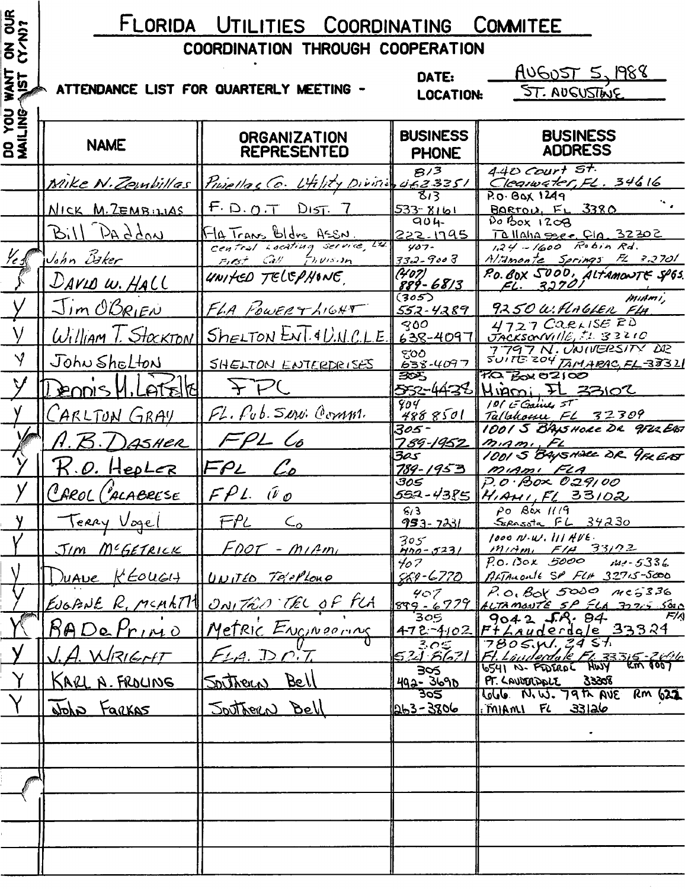# FLORIDA UTILITIES COORDINATING COMMITEE

## COORDINATION THROUGH COOPERATION

ATTENDANCE LIST FOR QUARTERLY MEETING - DATE: AUGUST 5, 1988

LOCATION: ST. AUGUSTINE

| DO YOU WANT ON OUR MAILING LIST (Y/N)? | NAME | ORGANIZATION REPRESENTED | BUSINESS PHONE | BUSINESS ADDRESS |
|---|---|---|---|---|
| | Mike N. Zembillas | Pinellas Co. Utility Division | 813 462-3351 | 440 Court St. Clearwater, FL. 34616 |
| | NICK M. ZEMBILLAS | F.D.O.T DIST. 7 | 813 533-8161 | P.O. BOX 1249 BARTOW, FL 3380 |
| | Bill Paddon | Fla Trans Bldrs Assn. | 904-222-1795 | Po Box 1208 Tallahassee, Fla. 32302 |
| Yes | John Baker | Central Locating Service, Ltd. First Call Division | 407-332-9003 | 124-1600 Robin Rd. Altamonte Springs FL 32701 |
| | DAVID W. HALL | UNITED TELEPHONE | (407) 889-6813 | P.O. BOX 5000, ALTAMONTE SPGS. FL. 32701 |
| Y | Jim O'Brien | FLA POWER & LIGHT | (305) 552-4289 | 9250 W. Flagler Miami, FLA |
| Y | William T. Stockton | SHELTON ENT. & U.N.C.L.E. | 800 638-4097 | 4727 CARLISE RD JACKSONVILLE, FL 32210 |
| Y | John Shelton | SHELTON ENTERPRISES | 800 638-4097 | 7797 N. UNIVERSITY DR SUITE 204 TAMARAC, FL-33321 |
| Y | Dennis M. LaBelle | FPC | 305 552-4438 | P.O. Box 02100 Miami, FL 33102 |
| Y | CARLTON GRAY | FL. Pub. Serv. Comm. | 904 488 8501 | 101 E Gaines ST Tallahassee FL 32309 |
| Y | A.B. DASHER | FPL Co | 305-789-1952 | 1001 S BAYSHORE DR 9FLR EAST MIAMI, FL |
| Y | R.O. HepLER | FPL Co | 305 789-1953 | 1001 S BAYSHORE DR 9FLR EAST MIAMI FLA |
| Y | CAROL CALABRESE | FPL Co | 305 552-4385 | P.O. BOX 029100 MIAMI, FL 33102 |
| Y | Terry Vogel | FPL Co | 813 953-7231 | Po Box 1119 Sarasota FL 34230 |
| Y | JIM McGETRICK | FDOT - MIAMI | 305 470-5231 | 1000 N.W. 111 AVE. MIAMI, FLA 33172 |
| Y | DUANE KEOUGH | UNITED TELEPHONE | 407 889-6770 | P.O. BOX 5000 MC-5336 ALTAMONTE SP FLA 32715-5000 |
| Y | EUGENE R. MCMATH | UNITED TEL OF FLA | 407 889-6779 | P.O. BOX 5000 MC 5336 ALTAMONTE SP FLA 32715-5000 |
| Y | RA DePrimo | Metric Engineering | 305 472-4102 | 9042 S.R. 84 Ft Lauderdale FLA 33324 |
| Y | J.A. WRIGHT | FLA. D.O.T. | 305 524-8621 | 780 S.W. 24 St. Ft. Lauderdale FL 33315-2696 |
| Y | KARL A. FROLING | Southern Bell | 305 492-3690 | 6541 N. FEDERAL HWY RM 1007 FT. LAUDERDALE 33308 |
| Y | John Farkas | Southern Bell | 305 263-3806 | 666 N.W. 79th AVE RM 622 MIAMI FL 33126 |
| | | | | |
| | | | | |
| | | | | |
| | | | | |
| | | | | |
| | | | | |
| | | | | |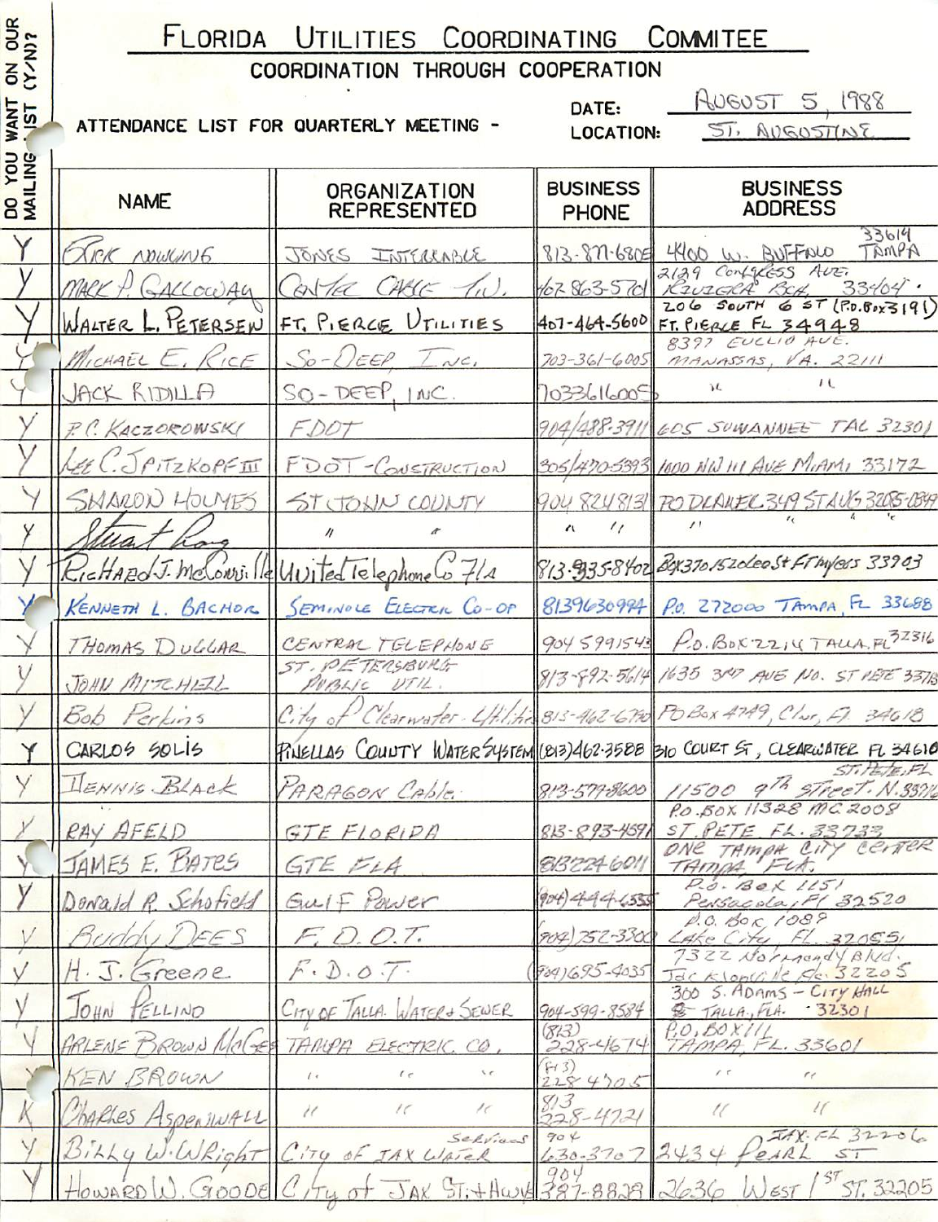# FLORIDA UTILITIES COORDINATING COMMITEE

## COORDINATION THROUGH COOPERATION

ATTENDANCE LIST FOR QUARTERLY MEETING - DATE: AUGUST 5, 1988 LOCATION: ST. AUGUSTINE

| DO YOU WANT ON OUR MAILING LIST (Y/N)? | NAME | ORGANIZATION REPRESENTED | BUSINESS PHONE | BUSINESS ADDRESS |
|---|---|---|---|---|
| Y | Rick Nowling | Jones Intercable | 813-877-6805 | 4400 W. Buffalo Tampa 33614 |
| Y | Mark P. Galloway | Center Cable T.V. | 407-863-5701 | 2129 Congress Ave. Riviera Bch. 33404 |
| Y | Walter L. Petersen | Ft. Pierce Utilities | 407-464-5600 | 206 South 6 St (P.O. Box 3191) Ft. Pierce FL 34948 |
| Y | Michael E. Rice | So-Deep, Inc. | 703-361-6005 | 8397 Euclid Ave. Manassas, VA. 22111 |
| Y | Jack Ridilla | So-Deep, Inc. | 7033616005 | " " |
| Y | P.C. Kaczorowski | FDOT | 904/488-3911 | 605 Suwannee Tal 32301 |
| Y | Lee C. Spitzkopf III | FDOT-Construction | 305/470-5393 | 1000 NW 111 Ave Miami 33172 |
| Y | Sharon Holmes | St. John County | 904 8248131 | PO Drawer 349 St Aug 32085-0349 |
| Y | Stuart [illegible] | " " | " " | " " " |
| Y | Richard J. McConville | United Telephone Co Fla | 813-335-8402 | Bx370 1520 Leo St Ft Myers 33903 |
| Y | Kenneth L. Bachor | Seminole Electric Co-op | 8139630994 | P.O. 272000 Tampa, FL 33688 |
| Y | Thomas Duggar | Central Telephone | 904 5991543 | P.O. Box 2214 Talla. FL 32316 |
| Y | John Mitchell | St. Petersburg Public Util. | 813-892-5614 | 1635 3rd Ave No. St Pete 33713 |
| Y | Bob Perkins | City of Clearwater - Utilities | 813-462-6790 | PO Box 4749, Clw, Fl. 34618 |
| Y | Carlos Solis | Pinellas County Water System | (813)462-3588 | 310 Court St, Clearwater FL 34616 |
| Y | Dennis Black | Paragon Cable | 813-577-8600 | 11500 9th Street N. St. Pete, FL 33716 |
| Y | Ray Afeld | GTE Florida | 813-893-4591 | P.O. Box 11328 MC 2008 St. Pete FL. 33733 |
| Y | James E. Bates | GTE Fla | 8132246011 | One Tampa City Center Tampa Fla. |
| Y | Donald R. Schofield | Gulf Power | (904) 444-6555 | P.O. Box 1151 Pensacola, Fl 32520 |
| Y | Buddy Dees | F.D.O.T. | (904) 752-3300 | P.O. Box 1089 Lake City, FL 32055 |
| Y | H. J. Greene | F.D.O.T. | (904) 695-4035 | 7322 Normandy Blvd. Jacksonville Fl. 32205 |
| Y | John Pellino | City of Talla. Water & Sewer | 904-599-8584 | 300 S. Adams - City Hall Talla., Fla. 32301 |
| Y | Arlene Brown McGee | Tampa Electric Co. | (813) 228-4674 | P.O. Box 111 Tampa, FL. 33601 |
| Y | Ken Brown | " " " | (813) 228-4705 | " " |
| K | Charles Aspenwall | " " " | 813 228-4721 | " " |
| Y | Billy W. Wright | City of Jax Water Services | 904 630-3707 | 2434 Pearl St Jax. FL 32206 |
| Y | Howard W. Goode | City of Jax St. + Hwys | 904 387-8828 | 2636 West 1st St. 32205 |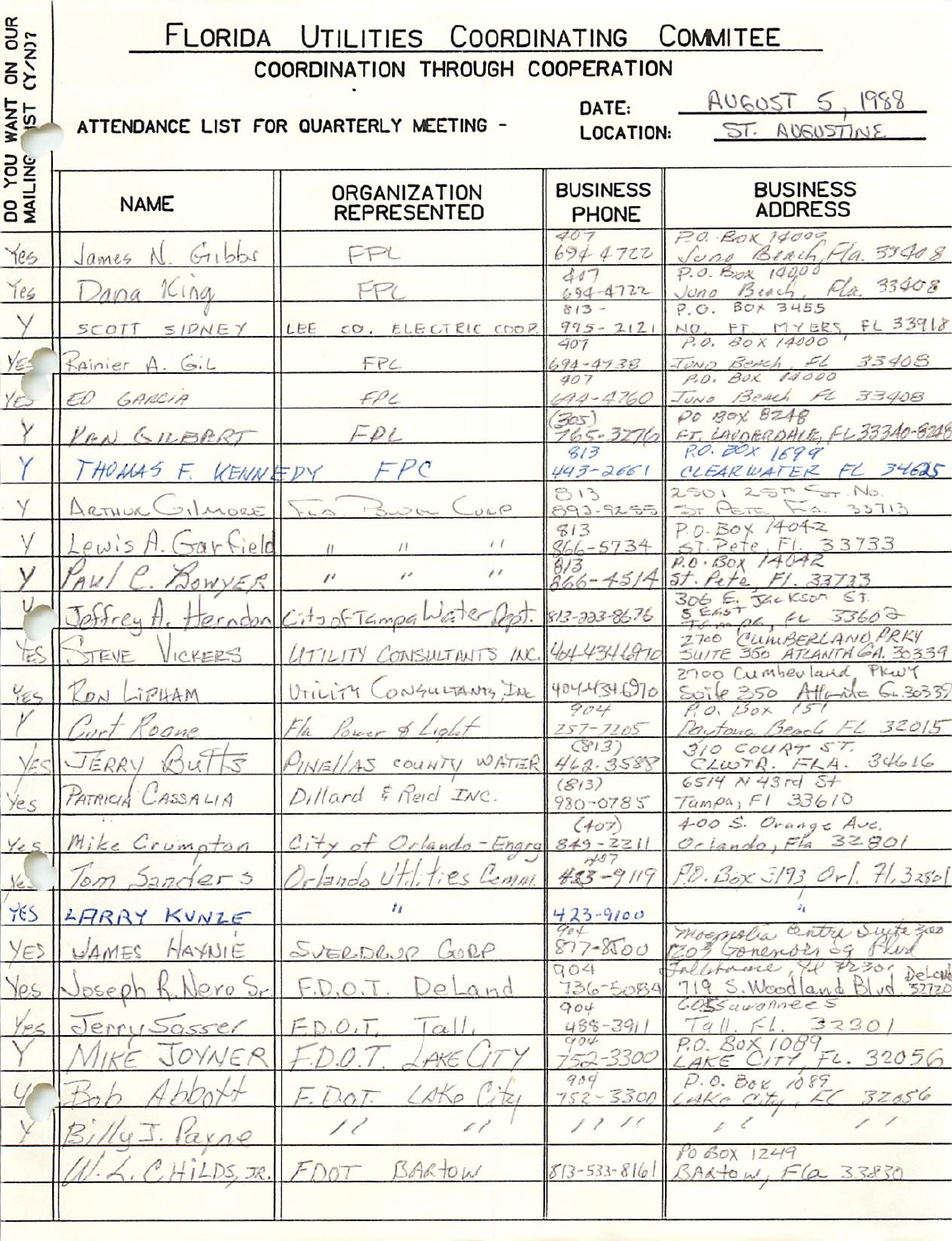# FLORIDA UTILITIES COORDINATING COMMITEE

## COORDINATION THROUGH COOPERATION

ATTENDANCE LIST FOR QUARTERLY MEETING -

DATE: AUGUST 5, 1988

LOCATION: ST. AUGUSTINE

| DO YOU WANT ON OUR MAILING LIST Y/N? | NAME | ORGANIZATION REPRESENTED | BUSINESS PHONE | BUSINESS ADDRESS |
|---|---|---|---|---|
| Yes | James N. Gibbs | FPL | 407 694-4722 | P.O. Box 14000 Juno Beach, Fla. 33408 |
| Yes | Dana King | FPL | 407 694-4722 | P.O. Box 14000 Juno Beach, Fla. 33408 |
| Y | SCOTT SIDNEY | LEE CO. ELECTRIC COOP | 813-995-2121 | P.O. BOX 3455 NO. FT. MYERS, FL 33918 |
| Yes | Rainier A. Gil | FPL | 407 694-4738 | P.O. BOX 14000 Juno Beach, FL 33408 |
| Yes | ED GARCIA | FPL | 407 694-4760 | P.O. BOX 14000 Juno Beach FL 33408 |
| Y | KEN GILBERT | FPL | (305) 765-3276 | PO BOX 8248 FT. LAUDERDALE, FL 33340-8248 |
| Y | THOMAS F. KENNEDY | FPC | 813 443-2661 | P.O. BOX 1699 CLEARWATER FL 34625 |
| Y | ARTHUR GILMORE | Fla Power Corp | 813 893-9255 | 2501 25th St. No. St Pete Fla. 33713 |
| Y | Lewis A. Garfield | " " " | 813 866-5734 | P.O. Box 14042 St. Pete, Fl. 33733 |
| Y | Paul C. Bowyer | " " " | 813 866-4514 | P.O. Box 14042 St. Pete, Fl. 33733 |
| Y | Jeffrey A. Herndon | City of Tampa Water Dept. | 813-223-8676 | 306 E. Jackson St. 5 East Tampa, FL 33602 |
| YES | STEVE VICKERS | UTILITY CONSULTANTS INC. | 404-434-6970 | 2700 CUMBERLAND PRKY SUITE 350 ATLANTA GA. 30339 |
| Yes | Ron Lipham | Utility Consultants, Inc | 404-434-6970 | 2700 Cumberland Pkwy Suite 350 Atlanta G. 30339 |
| Y | Curt Roane | Fla Power & Light | 904 257-7205 | P.O. Box 151 Daytona Beach FL 32015 |
| Yes | JERRY BUTTS | PINELLAS COUNTY WATER | (813) 462-3588 | 310 COURT ST. CLWTR. FLA. 34616 |
| Yes | PATRICIA CASSALIA | Dillard & Reid INC. | (813) 980-0785 | 6514 N 43rd St Tampa, Fl 33610 |
| Yes | Mike Crumpton | City of Orlando - Engrg | (407) 849-2211 | 400 S. Orange Ave. Orlando, Fla 32801 |
| Yes | Tom Sanders | Orlando Utilities Comm. | 407 423-9119 | P.O. Box 3193 Orl. Fl. 32801 |
| YES | LARRY KUNZE | " | 423-9100 | " |
| YES | JAMES HAYNIE | SVERDRUP CORP | 904 877-8100 | Magnolia Centre Suite 300 1203 Governors Sq Blvd Tallahassee FL 32301 |
| Yes | Joseph R. Nero Sr | F.D.O.T. DeLand | 904 736-5084 | 719 S. Woodland Blvd DeLand 32720 |
| Yes | Jerry Sasser | F.D.O.T. Tall. | 904 488-3911 | 605 Suwannee St Tall. Fl. 32301 |
| Y | MIKE JOYNER | F.D.O.T. LAKE CITY | 904 752-3300 | P.O. BOX 1089 LAKE CITY, FL. 32056 |
| Y | Bob Abbott | F.DOT. Lake City | 904 752-3300 | P.O. Box 1089 Lake City, FL 32056 |
| Y | Billy J. Payne | " | " " | " " |
| | W. L. CHILDS, JR. | FDOT BARTOW | 813-533-8161 | PO BOX 1249 BARTOW, Fla 33830 |